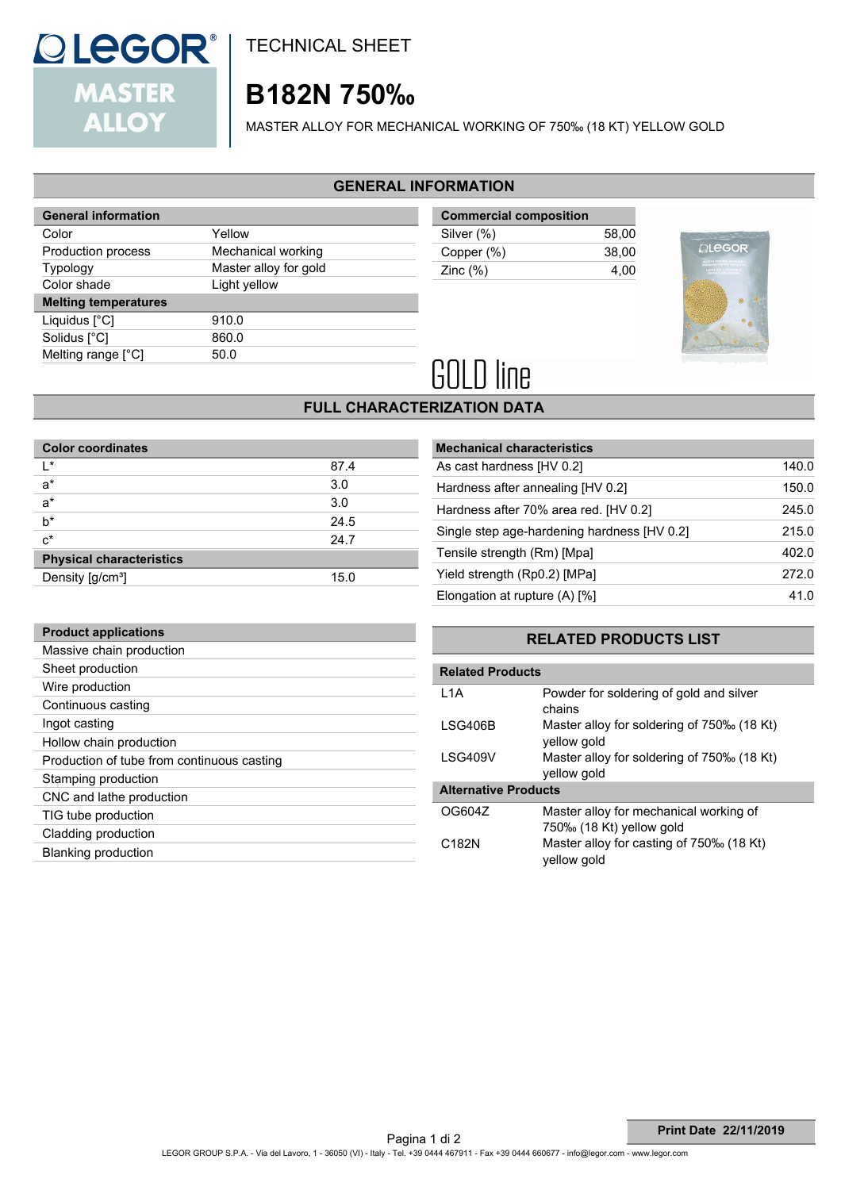# TECHNICAL SHEET

# B182N 750‰

MASTER ALLOY FOR MECHANICAL WORKING OF 750‰ (18 KT) YELLOW GOLD

## GENERAL INFORMATION

| General information | |
|---|---|
| Color | Yellow |
| Production process | Mechanical working |
| Typology | Master alloy for gold |
| Color shade | Light yellow |
| **Melting temperatures** | |
| Liquidus [°C] | 910.0 |
| Solidus [°C] | 860.0 |
| Melting range [°C] | 50.0 |

| Commercial composition | |
|---|---|
| Silver (%) | 58,00 |
| Copper (%) | 38,00 |
| Zinc (%) | 4,00 |

GOLD line

## FULL CHARACTERIZATION DATA

| Color coordinates | |
|---|---|
| L* | 87.4 |
| a* | 3.0 |
| a* | 3.0 |
| b* | 24.5 |
| c* | 24.7 |
| **Physical characteristics** | |
| Density [g/cm³] | 15.0 |

| Mechanical characteristics | |
|---|---|
| As cast hardness [HV 0.2] | 140.0 |
| Hardness after annealing [HV 0.2] | 150.0 |
| Hardness after 70% area red. [HV 0.2] | 245.0 |
| Single step age-hardening hardness [HV 0.2] | 215.0 |
| Tensile strength (Rm) [Mpa] | 402.0 |
| Yield strength (Rp0.2) [MPa] | 272.0 |
| Elongation at rupture (A) [%] | 41.0 |

| Product applications |
|---|
| Massive chain production |
| Sheet production |
| Wire production |
| Continuous casting |
| Ingot casting |
| Hollow chain production |
| Production of tube from continuous casting |
| Stamping production |
| CNC and lathe production |
| TIG tube production |
| Cladding production |
| Blanking production |

## RELATED PRODUCTS LIST

| Related Products | |
|---|---|
| L1A | Powder for soldering of gold and silver chains |
| LSG406B | Master alloy for soldering of 750‰ (18 Kt) yellow gold |
| LSG409V | Master alloy for soldering of 750‰ (18 Kt) yellow gold |
| **Alternative Products** | |
| OG604Z | Master alloy for mechanical working of 750‰ (18 Kt) yellow gold |
| C182N | Master alloy for casting of 750‰ (18 Kt) yellow gold |

**Print Date 22/11/2019**

LEGOR GROUP S.P.A. - Via del Lavoro, 1 - 36050 (VI) - Italy - Tel. +39 0444 467911 - Fax +39 0444 660677 - info@legor.com - www.legor.com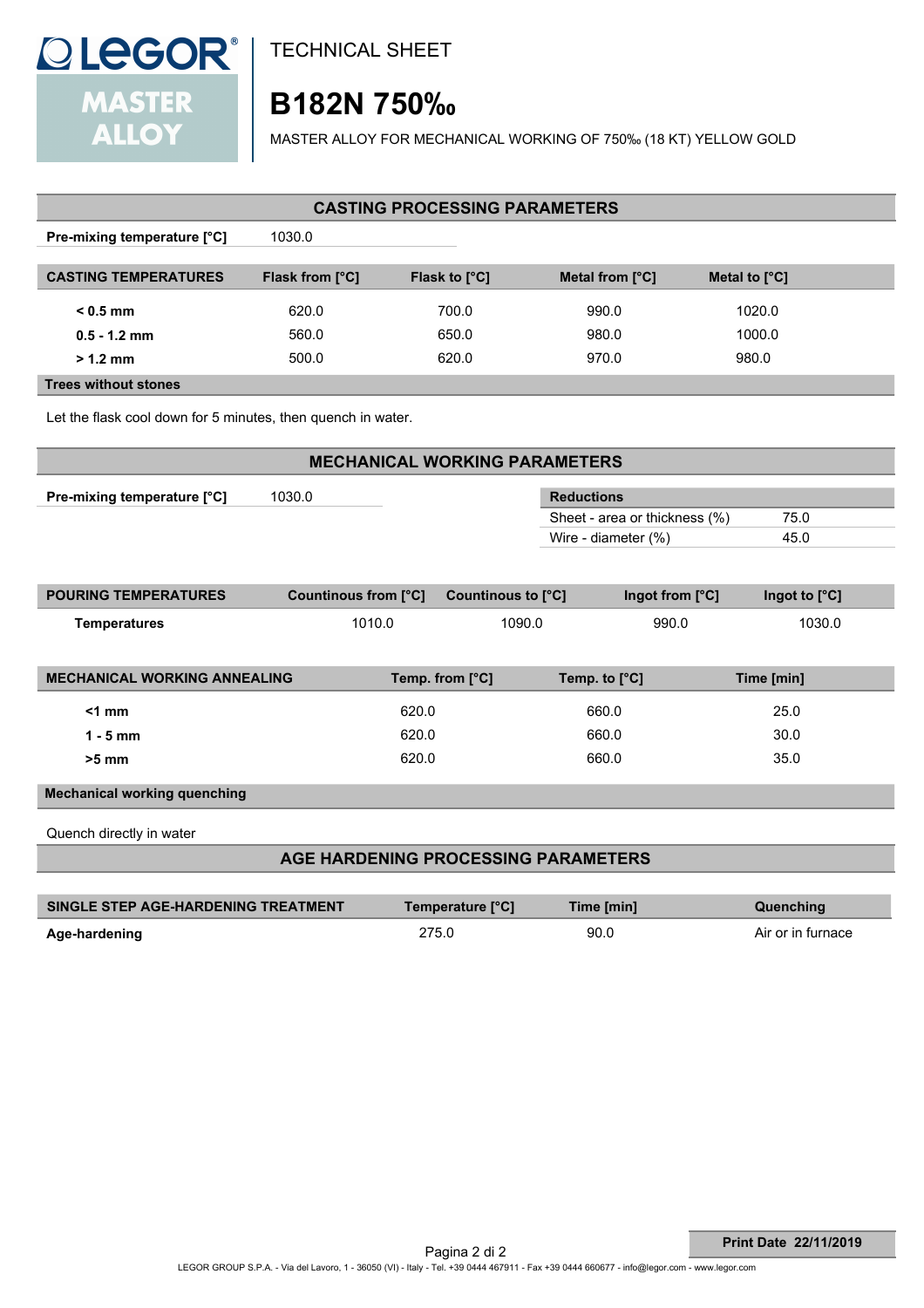LEGOR® MASTER ALLOY

TECHNICAL SHEET

# B182N 750‰

MASTER ALLOY FOR MECHANICAL WORKING OF 750‰ (18 KT) YELLOW GOLD

## CASTING PROCESSING PARAMETERS

**Pre-mixing temperature [°C]** 1030.0

| CASTING TEMPERATURES | Flask from [°C] | Flask to [°C] | Metal from [°C] | Metal to [°C] |
|---|---|---|---|---|
| **< 0.5 mm** | 620.0 | 700.0 | 990.0 | 1020.0 |
| **0.5 - 1.2 mm** | 560.0 | 650.0 | 980.0 | 1000.0 |
| **> 1.2 mm** | 500.0 | 620.0 | 970.0 | 980.0 |

**Trees without stones**

Let the flask cool down for 5 minutes, then quench in water.

## MECHANICAL WORKING PARAMETERS

**Pre-mixing temperature [°C]** 1030.0

| Reductions | |
|---|---|
| Sheet - area or thickness (%) | 75.0 |
| Wire - diameter (%) | 45.0 |

| POURING TEMPERATURES | Countinous from [°C] | Countinous to [°C] | Ingot from [°C] | Ingot to [°C] |
|---|---|---|---|---|
| **Temperatures** | 1010.0 | 1090.0 | 990.0 | 1030.0 |

| MECHANICAL WORKING ANNEALING | Temp. from [°C] | Temp. to [°C] | Time [min] |
|---|---|---|---|
| **<1 mm** | 620.0 | 660.0 | 25.0 |
| **1 - 5 mm** | 620.0 | 660.0 | 30.0 |
| **>5 mm** | 620.0 | 660.0 | 35.0 |

**Mechanical working quenching**

Quench directly in water

## AGE HARDENING PROCESSING PARAMETERS

| SINGLE STEP AGE-HARDENING TREATMENT | Temperature [°C] | Time [min] | Quenching |
|---|---|---|---|
| **Age-hardening** | 275.0 | 90.0 | Air or in furnace |

**Print Date 22/11/2019**

LEGOR GROUP S.P.A. - Via del Lavoro, 1 - 36050 (VI) - Italy - Tel. +39 0444 467911 - Fax +39 0444 660677 - info@legor.com - www.legor.com